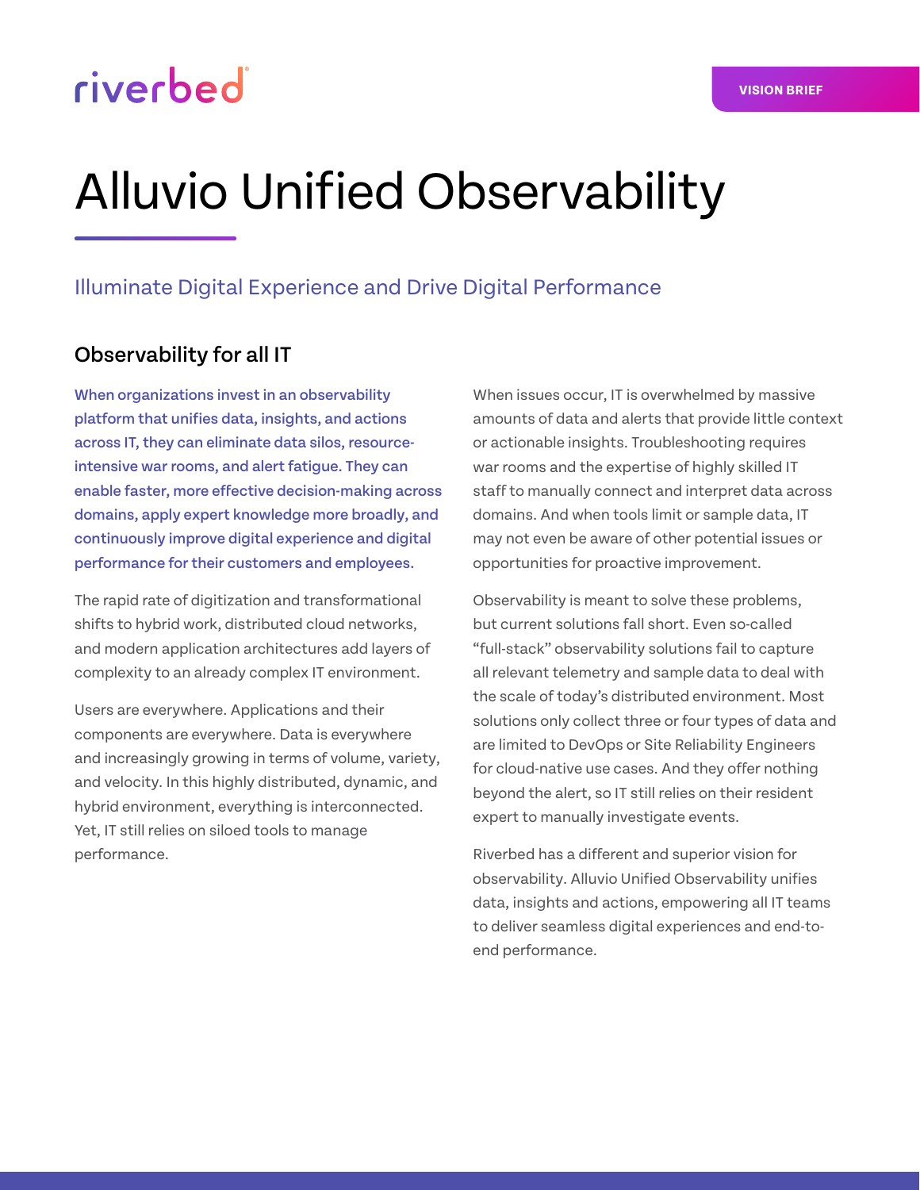riverbed

VISION BRIEF

# Alluvio Unified Observability

## Illuminate Digital Experience and Drive Digital Performance

### Observability for all IT

**When organizations invest in an observability platform that unifies data, insights, and actions across IT, they can eliminate data silos, resource-intensive war rooms, and alert fatigue. They can enable faster, more effective decision-making across domains, apply expert knowledge more broadly, and continuously improve digital experience and digital performance for their customers and employees.**

The rapid rate of digitization and transformational shifts to hybrid work, distributed cloud networks, and modern application architectures add layers of complexity to an already complex IT environment.

Users are everywhere. Applications and their components are everywhere. Data is everywhere and increasingly growing in terms of volume, variety, and velocity. In this highly distributed, dynamic, and hybrid environment, everything is interconnected. Yet, IT still relies on siloed tools to manage performance.

When issues occur, IT is overwhelmed by massive amounts of data and alerts that provide little context or actionable insights. Troubleshooting requires war rooms and the expertise of highly skilled IT staff to manually connect and interpret data across domains. And when tools limit or sample data, IT may not even be aware of other potential issues or opportunities for proactive improvement.

Observability is meant to solve these problems, but current solutions fall short. Even so-called "full-stack" observability solutions fail to capture all relevant telemetry and sample data to deal with the scale of today's distributed environment. Most solutions only collect three or four types of data and are limited to DevOps or Site Reliability Engineers for cloud-native use cases. And they offer nothing beyond the alert, so IT still relies on their resident expert to manually investigate events.

Riverbed has a different and superior vision for observability. Alluvio Unified Observability unifies data, insights and actions, empowering all IT teams to deliver seamless digital experiences and end-to-end performance.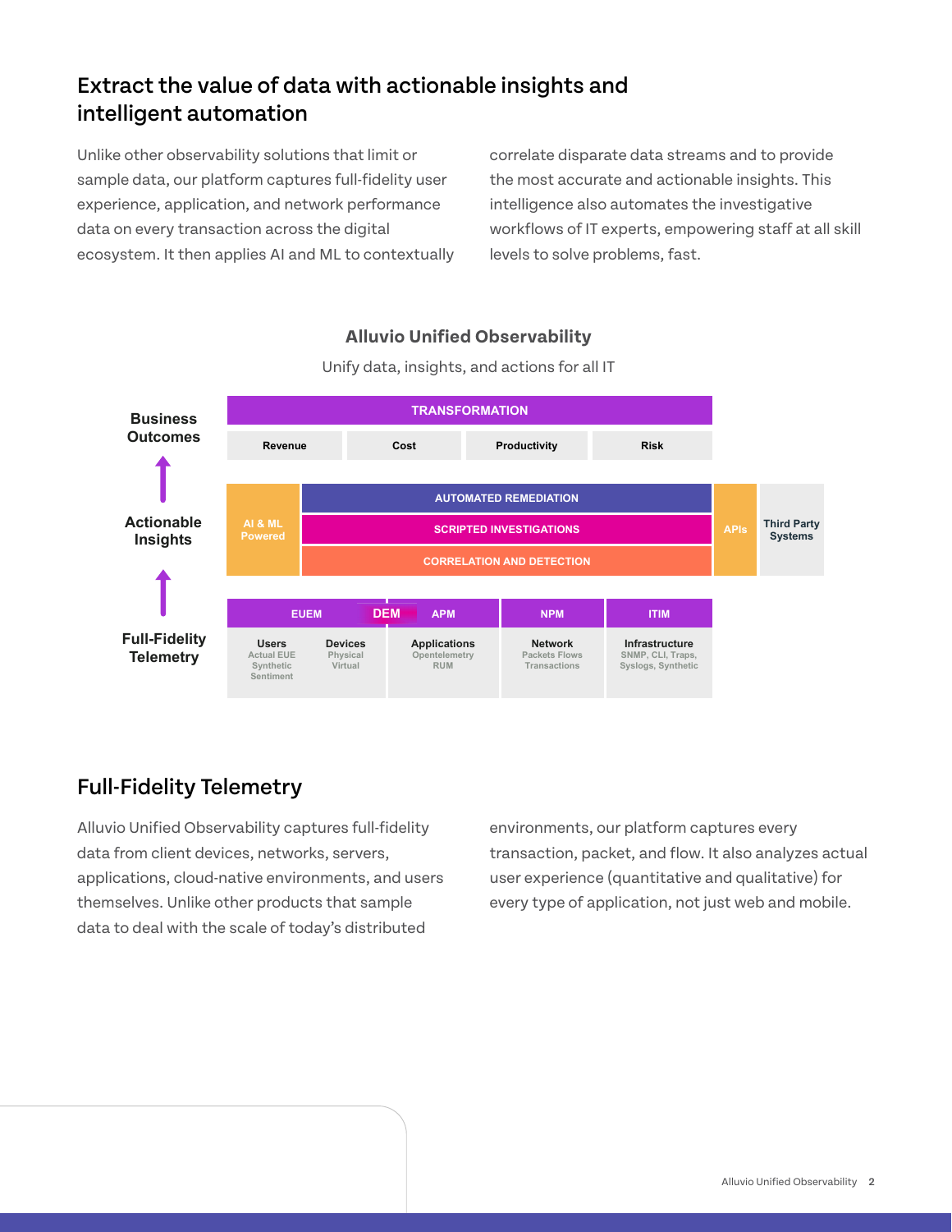## Extract the value of data with actionable insights and intelligent automation

Unlike other observability solutions that limit or sample data, our platform captures full-fidelity user experience, application, and network performance data on every transaction across the digital ecosystem. It then applies AI and ML to contextually correlate disparate data streams and to provide the most accurate and actionable insights. This intelligence also automates the investigative workflows of IT experts, empowering staff at all skill levels to solve problems, fast.

**Alluvio Unified Observability**

Unify data, insights, and actions for all IT

**Business Outcomes**

TRANSFORMATION

| Revenue | Cost | Productivity | Risk |
|---|---|---|---|

**Actionable Insights**

AI & ML Powered

- AUTOMATED REMEDIATION
- SCRIPTED INVESTIGATIONS
- CORRELATION AND DETECTION

APIs — Third Party Systems

**Full-Fidelity Telemetry**

| EUEM | | DEM / APM | NPM | ITIM |
|---|---|---|---|---|
| **Users** Actual EUE, Synthetic, Sentiment | **Devices** Physical, Virtual | **Applications** Opentelemetry, RUM | **Network** Packets Flows, Transactions | **Infrastructure** SNMP, CLI, Traps, Syslogs, Synthetic |

## Full-Fidelity Telemetry

Alluvio Unified Observability captures full-fidelity data from client devices, networks, servers, applications, cloud-native environments, and users themselves. Unlike other products that sample data to deal with the scale of today's distributed environments, our platform captures every transaction, packet, and flow. It also analyzes actual user experience (quantitative and qualitative) for every type of application, not just web and mobile.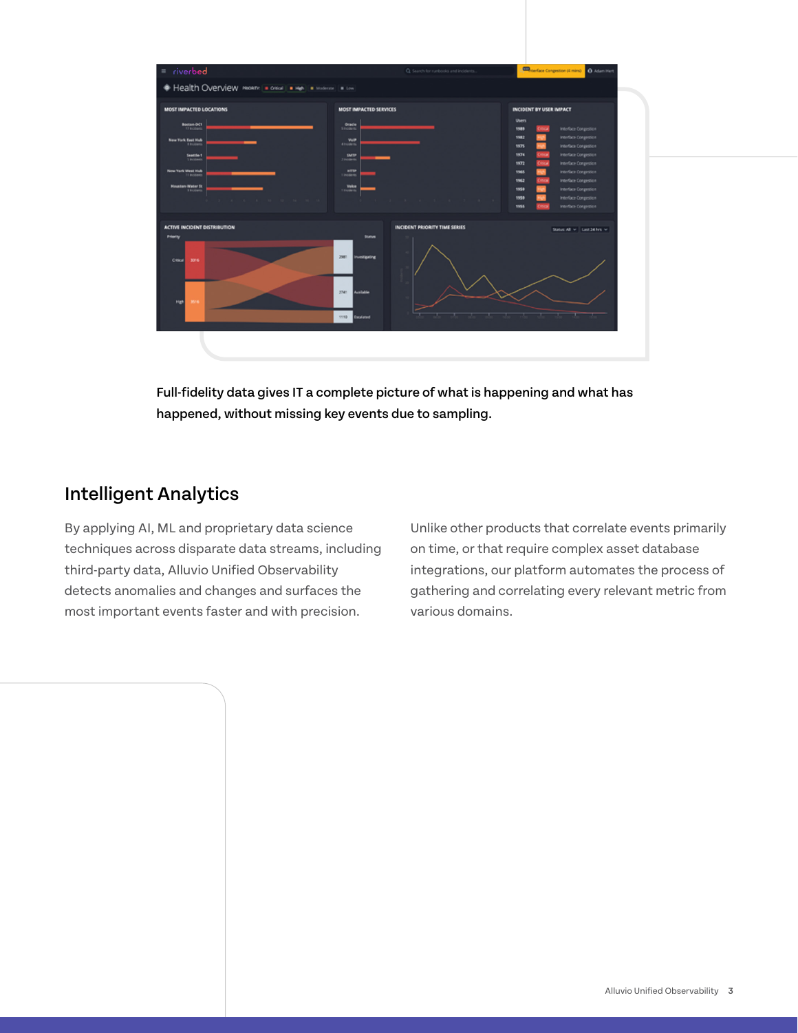Full-fidelity data gives IT a complete picture of what is happening and what has happened, without missing key events due to sampling.

## Intelligent Analytics

By applying AI, ML and proprietary data science techniques across disparate data streams, including third-party data, Alluvio Unified Observability detects anomalies and changes and surfaces the most important events faster and with precision.

Unlike other products that correlate events primarily on time, or that require complex asset database integrations, our platform automates the process of gathering and correlating every relevant metric from various domains.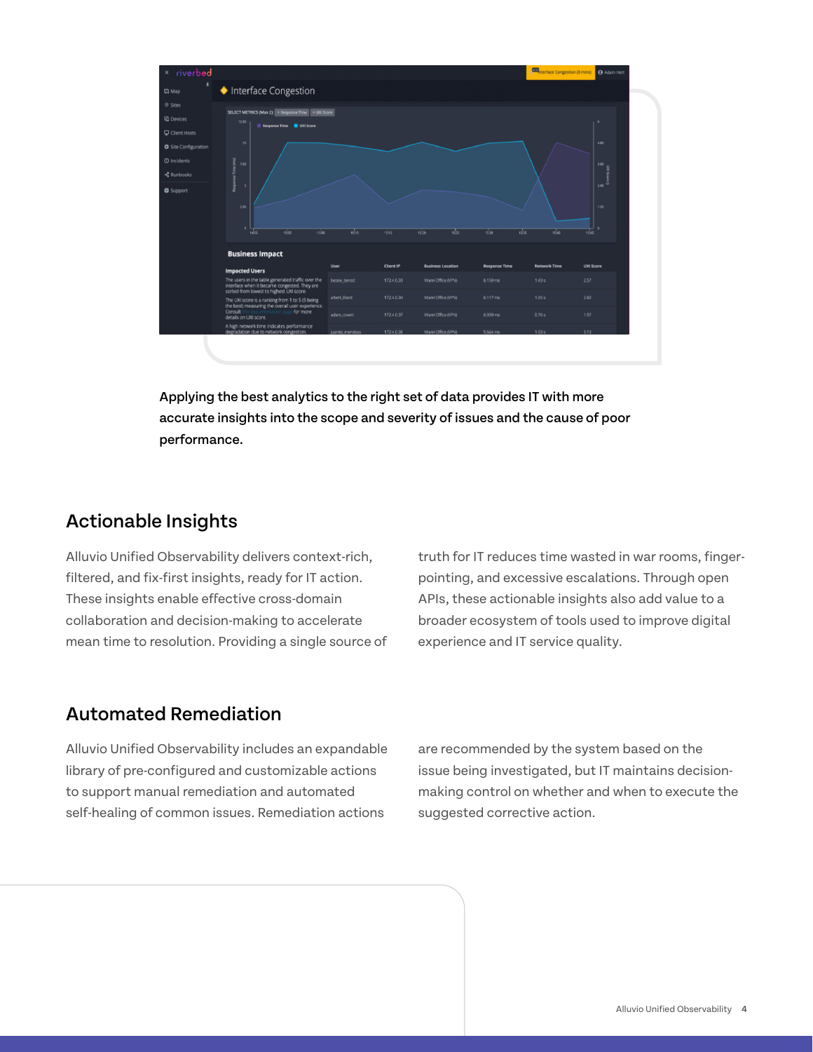Applying the best analytics to the right set of data provides IT with more accurate insights into the scope and severity of issues and the cause of poor performance.

## Actionable Insights

Alluvio Unified Observability delivers context-rich, filtered, and fix-first insights, ready for IT action. These insights enable effective cross-domain collaboration and decision-making to accelerate mean time to resolution. Providing a single source of truth for IT reduces time wasted in war rooms, finger-pointing, and excessive escalations. Through open APIs, these actionable insights also add value to a broader ecosystem of tools used to improve digital experience and IT service quality.

## Automated Remediation

Alluvio Unified Observability includes an expandable library of pre-configured and customizable actions to support manual remediation and automated self-healing of common issues. Remediation actions are recommended by the system based on the issue being investigated, but IT maintains decision-making control on whether and when to execute the suggested corrective action.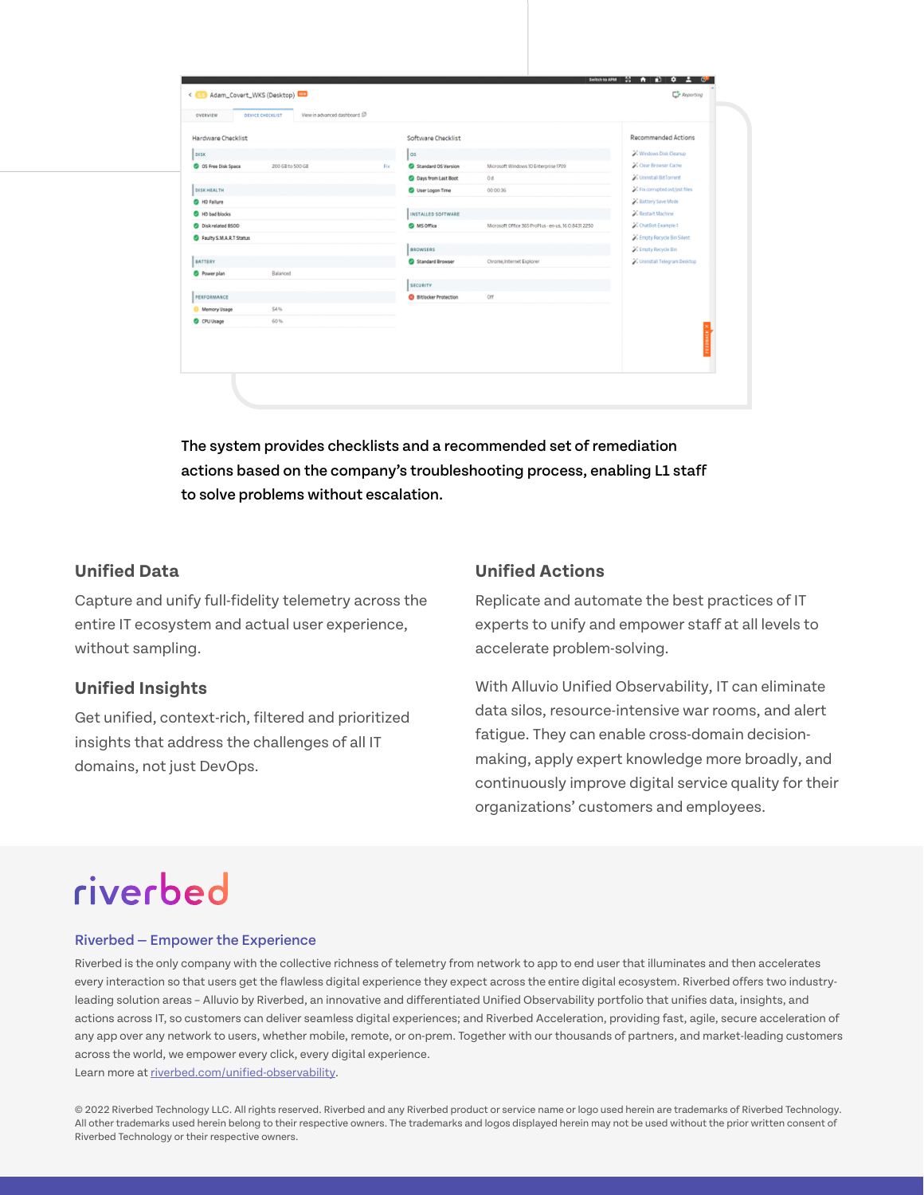The system provides checklists and a recommended set of remediation actions based on the company's troubleshooting process, enabling L1 staff to solve problems without escalation.

### Unified Data

Capture and unify full-fidelity telemetry across the entire IT ecosystem and actual user experience, without sampling.

### Unified Insights

Get unified, context-rich, filtered and prioritized insights that address the challenges of all IT domains, not just DevOps.

### Unified Actions

Replicate and automate the best practices of IT experts to unify and empower staff at all levels to accelerate problem-solving.

With Alluvio Unified Observability, IT can eliminate data silos, resource-intensive war rooms, and alert fatigue. They can enable cross-domain decision-making, apply expert knowledge more broadly, and continuously improve digital service quality for their organizations' customers and employees.

riverbed

### Riverbed – Empower the Experience

Riverbed is the only company with the collective richness of telemetry from network to app to end user that illuminates and then accelerates every interaction so that users get the flawless digital experience they expect across the entire digital ecosystem. Riverbed offers two industry-leading solution areas – Alluvio by Riverbed, an innovative and differentiated Unified Observability portfolio that unifies data, insights, and actions across IT, so customers can deliver seamless digital experiences; and Riverbed Acceleration, providing fast, agile, secure acceleration of any app over any network to users, whether mobile, remote, or on-prem. Together with our thousands of partners, and market-leading customers across the world, we empower every click, every digital experience.
Learn more at [riverbed.com/unified-observability](riverbed.com/unified-observability).

© 2022 Riverbed Technology LLC. All rights reserved. Riverbed and any Riverbed product or service name or logo used herein are trademarks of Riverbed Technology. All other trademarks used herein belong to their respective owners. The trademarks and logos displayed herein may not be used without the prior written consent of Riverbed Technology or their respective owners.